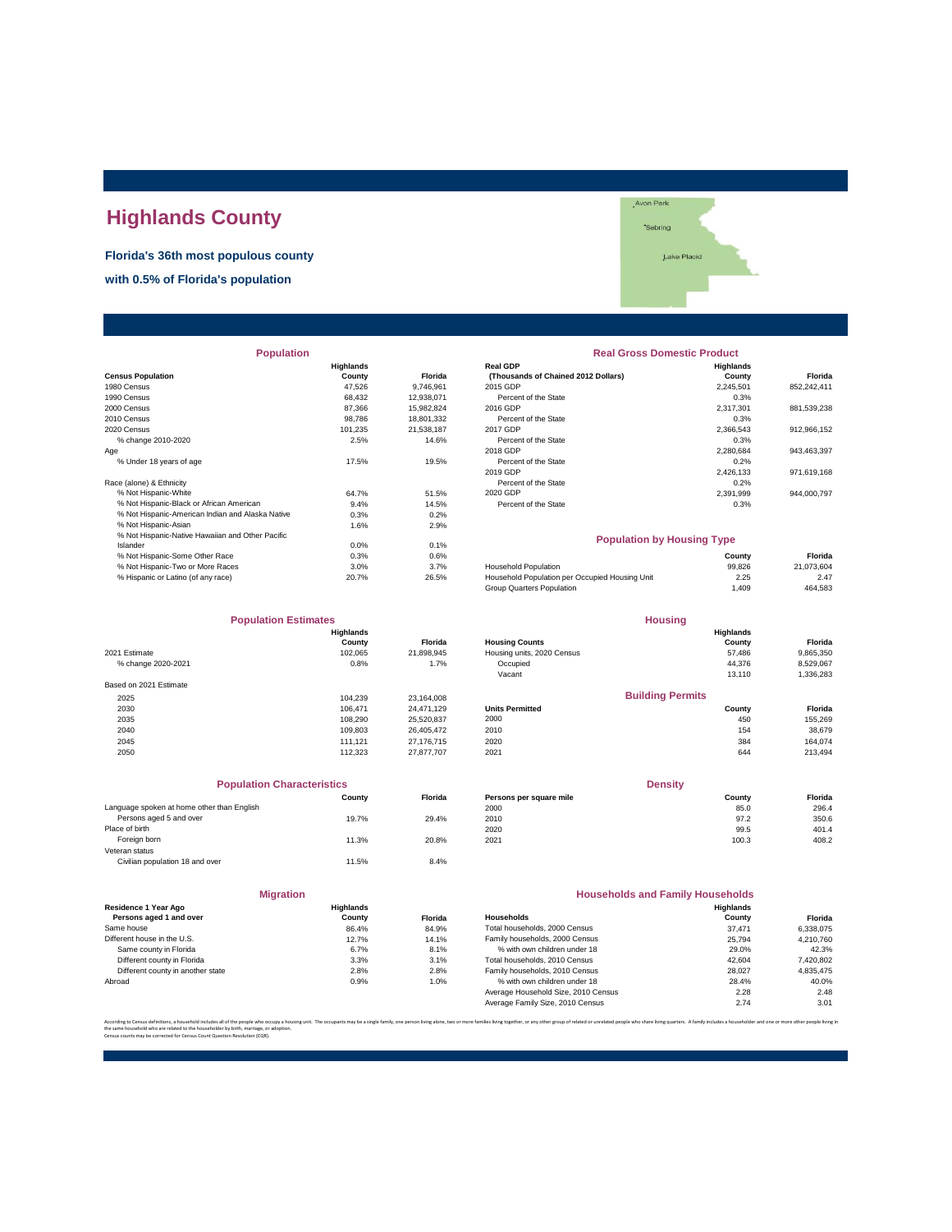# Highlands County

**Florida's 36th most populous county**

**with 0.5% of Florida's population**

## Population

| Census Population | Highlands County | Florida |
|---|---|---|
| 1980 Census | 47,526 | 9,746,961 |
| 1990 Census | 68,432 | 12,938,071 |
| 2000 Census | 87,366 | 15,982,824 |
| 2010 Census | 98,786 | 18,801,332 |
| 2020 Census | 101,235 | 21,538,187 |
| % change 2010-2020 | 2.5% | 14.6% |
| Age | | |
| % Under 18 years of age | 17.5% | 19.5% |
| Race (alone) & Ethnicity | | |
| % Not Hispanic-White | 64.7% | 51.5% |
| % Not Hispanic-Black or African American | 9.4% | 14.5% |
| % Not Hispanic-American Indian and Alaska Native | 0.3% | 0.2% |
| % Not Hispanic-Asian | 1.6% | 2.9% |
| % Not Hispanic-Native Hawaiian and Other Pacific Islander | 0.0% | 0.1% |
| % Not Hispanic-Some Other Race | 0.3% | 0.6% |
| % Not Hispanic-Two or More Races | 3.0% | 3.7% |
| % Hispanic or Latino (of any race) | 20.7% | 26.5% |

## Real Gross Domestic Product

| Real GDP (Thousands of Chained 2012 Dollars) | Highlands County | Florida |
|---|---|---|
| 2015 GDP | 2,245,501 | 852,242,411 |
| Percent of the State | 0.3% | |
| 2016 GDP | 2,317,301 | 881,539,238 |
| Percent of the State | 0.3% | |
| 2017 GDP | 2,366,543 | 912,966,152 |
| Percent of the State | 0.3% | |
| 2018 GDP | 2,280,684 | 943,463,397 |
| Percent of the State | 0.2% | |
| 2019 GDP | 2,426,133 | 971,619,168 |
| Percent of the State | 0.2% | |
| 2020 GDP | 2,391,999 | 944,000,797 |
| Percent of the State | 0.3% | |

## Population by Housing Type

| | County | Florida |
|---|---|---|
| Household Population | 99,826 | 21,073,604 |
| Household Population per Occupied Housing Unit | 2.25 | 2.47 |
| Group Quarters Population | 1,409 | 464,583 |

## Population Estimates

| | Highlands County | Florida |
|---|---|---|
| 2021 Estimate | 102,065 | 21,898,945 |
| % change 2020-2021 | 0.8% | 1.7% |
| Based on 2021 Estimate | | |
| 2025 | 104,239 | 23,164,008 |
| 2030 | 106,471 | 24,471,129 |
| 2035 | 108,290 | 25,520,837 |
| 2040 | 109,803 | 26,405,472 |
| 2045 | 111,121 | 27,176,715 |
| 2050 | 112,323 | 27,877,707 |

## Housing

| Housing Counts | Highlands County | Florida |
|---|---|---|
| Housing units, 2020 Census | 57,486 | 9,865,350 |
| Occupied | 44,376 | 8,529,067 |
| Vacant | 13,110 | 1,336,283 |

## Building Permits

| Units Permitted | County | Florida |
|---|---|---|
| 2000 | 450 | 155,269 |
| 2010 | 154 | 38,679 |
| 2020 | 384 | 164,074 |
| 2021 | 644 | 213,494 |

## Population Characteristics

| | County | Florida |
|---|---|---|
| Language spoken at home other than English | | |
| Persons aged 5 and over | 19.7% | 29.4% |
| Place of birth | | |
| Foreign born | 11.3% | 20.8% |
| Veteran status | | |
| Civilian population 18 and over | 11.5% | 8.4% |

## Density

| Persons per square mile | County | Florida |
|---|---|---|
| 2000 | 85.0 | 296.4 |
| 2010 | 97.2 | 350.6 |
| 2020 | 99.5 | 401.4 |
| 2021 | 100.3 | 408.2 |

## Migration

| Residence 1 Year Ago Persons aged 1 and over | Highlands County | Florida |
|---|---|---|
| Same house | 86.4% | 84.9% |
| Different house in the U.S. | 12.7% | 14.1% |
| Same county in Florida | 6.7% | 8.1% |
| Different county in Florida | 3.3% | 3.1% |
| Different county in another state | 2.8% | 2.8% |
| Abroad | 0.9% | 1.0% |

## Households and Family Households

| Households | Highlands County | Florida |
|---|---|---|
| Total households, 2000 Census | 37,471 | 6,338,075 |
| Family households, 2000 Census | 25,794 | 4,210,760 |
| % with own children under 18 | 29.0% | 42.3% |
| Total households, 2010 Census | 42,604 | 7,420,802 |
| Family households, 2010 Census | 28,027 | 4,835,475 |
| % with own children under 18 | 28.4% | 40.0% |
| Average Household Size, 2010 Census | 2.28 | 2.48 |
| Average Family Size, 2010 Census | 2.74 | 3.01 |

According to Census definitions, a household includes all of the people who occupy a housing unit. The occupants may be a single family, one person living alone, two or more families living together, or any other group of related or unrelated people who share living quarters. A family includes a householder and one or more other people living in the same household who are related to the householder by birth, marriage, or adoption.
Census counts may be corrected for Census Count Question Resolution (CQR).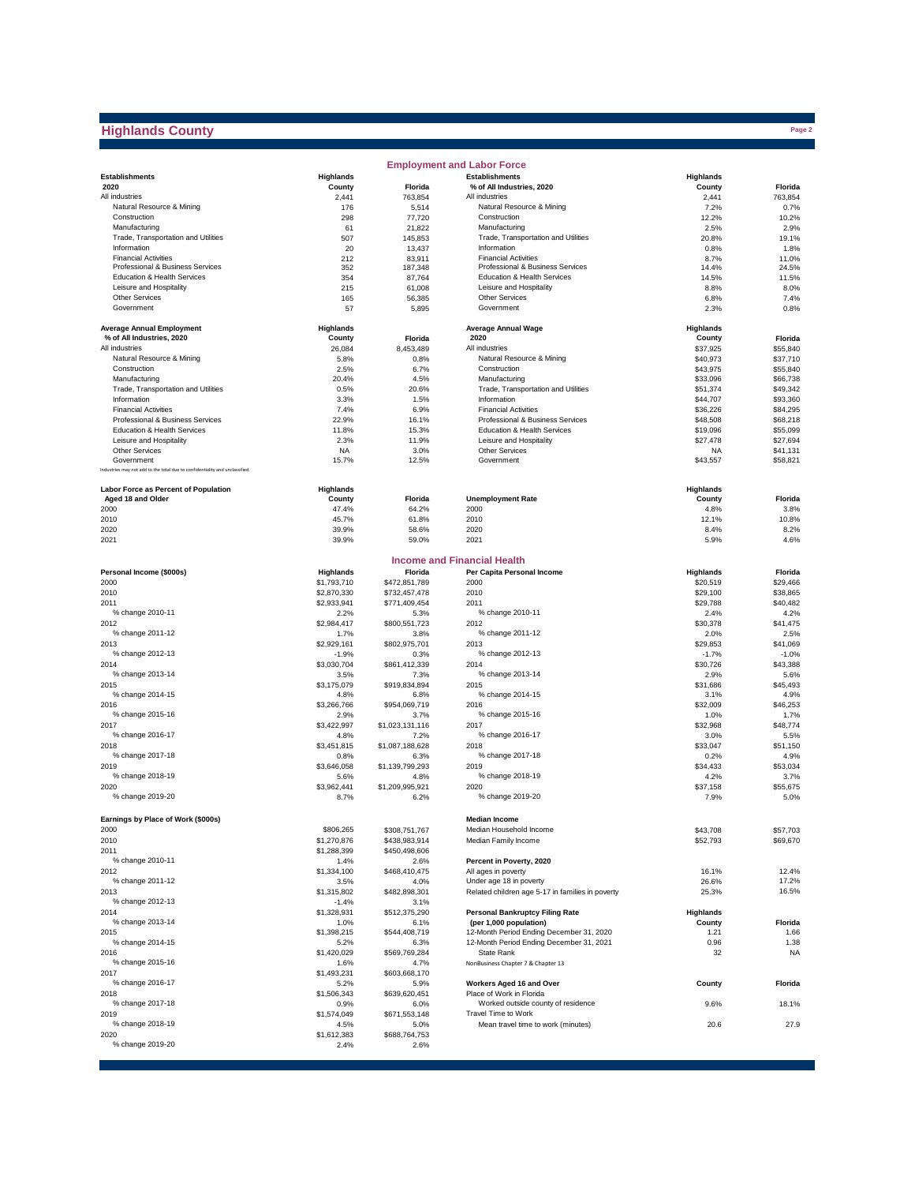# Highlands County

## Employment and Labor Force

| Establishments 2020 | Highlands County | Florida |
|---|---|---|
| All industries | 2,441 | 763,854 |
| Natural Resource & Mining | 176 | 5,514 |
| Construction | 298 | 77,720 |
| Manufacturing | 61 | 21,822 |
| Trade, Transportation and Utilities | 507 | 145,853 |
| Information | 20 | 13,437 |
| Financial Activities | 212 | 83,911 |
| Professional & Business Services | 352 | 187,348 |
| Education & Health Services | 354 | 87,764 |
| Leisure and Hospitality | 215 | 61,008 |
| Other Services | 165 | 56,385 |
| Government | 57 | 5,895 |

| Establishments % of All Industries, 2020 | Highlands County | Florida |
|---|---|---|
| All industries | 2,441 | 763,854 |
| Natural Resource & Mining | 7.2% | 0.7% |
| Construction | 12.2% | 10.2% |
| Manufacturing | 2.5% | 2.9% |
| Trade, Transportation and Utilities | 20.8% | 19.1% |
| Information | 0.8% | 1.8% |
| Financial Activities | 8.7% | 11.0% |
| Professional & Business Services | 14.4% | 24.5% |
| Education & Health Services | 14.5% | 11.5% |
| Leisure and Hospitality | 8.8% | 8.0% |
| Other Services | 6.8% | 7.4% |
| Government | 2.3% | 0.8% |

| Average Annual Employment % of All Industries, 2020 | Highlands County | Florida |
|---|---|---|
| All industries | 26,084 | 8,453,489 |
| Natural Resource & Mining | 5.8% | 0.8% |
| Construction | 2.5% | 6.7% |
| Manufacturing | 20.4% | 4.5% |
| Trade, Transportation and Utilities | 0.5% | 20.6% |
| Information | 3.3% | 1.5% |
| Financial Activities | 7.4% | 6.9% |
| Professional & Business Services | 22.9% | 16.1% |
| Education & Health Services | 11.8% | 15.3% |
| Leisure and Hospitality | 2.3% | 11.9% |
| Other Services | NA | 3.0% |
| Government | 15.7% | 12.5% |

Industries may not add to the total due to confidentiality and unclassified.

| Average Annual Wage 2020 | Highlands County | Florida |
|---|---|---|
| All industries | $37,925 | $55,840 |
| Natural Resource & Mining | $40,973 | $37,710 |
| Construction | $43,975 | $55,840 |
| Manufacturing | $33,096 | $66,738 |
| Trade, Transportation and Utilities | $51,374 | $49,342 |
| Information | $44,707 | $93,360 |
| Financial Activities | $36,226 | $84,295 |
| Professional & Business Services | $48,508 | $68,218 |
| Education & Health Services | $19,096 | $55,099 |
| Leisure and Hospitality | $27,478 | $27,694 |
| Other Services | NA | $41,131 |
| Government | $43,557 | $58,821 |

| Labor Force as Percent of Population Aged 18 and Older | Highlands County | Florida |
|---|---|---|
| 2000 | 47.4% | 64.2% |
| 2010 | 45.7% | 61.8% |
| 2020 | 39.9% | 58.6% |
| 2021 | 39.9% | 59.0% |

| Unemployment Rate | Highlands County | Florida |
|---|---|---|
| 2000 | 4.8% | 3.8% |
| 2010 | 12.1% | 10.8% |
| 2020 | 8.4% | 8.2% |
| 2021 | 5.9% | 4.6% |

## Income and Financial Health

| Personal Income ($000s) | Highlands | Florida |
|---|---|---|
| 2000 | $1,793,710 | $472,851,789 |
| 2010 | $2,870,330 | $732,457,478 |
| 2011 | $2,933,941 | $771,409,454 |
| % change 2010-11 | 2.2% | 5.3% |
| 2012 | $2,984,417 | $800,551,723 |
| % change 2011-12 | 1.7% | 3.8% |
| 2013 | $2,929,161 | $802,975,701 |
| % change 2012-13 | -1.9% | 0.3% |
| 2014 | $3,030,704 | $861,412,339 |
| % change 2013-14 | 3.5% | 7.3% |
| 2015 | $3,175,079 | $919,834,894 |
| % change 2014-15 | 4.8% | 6.8% |
| 2016 | $3,266,766 | $954,069,719 |
| % change 2015-16 | 2.9% | 3.7% |
| 2017 | $3,422,997 | $1,023,131,116 |
| % change 2016-17 | 4.8% | 7.2% |
| 2018 | $3,451,815 | $1,087,188,628 |
| % change 2017-18 | 0.8% | 6.3% |
| 2019 | $3,646,058 | $1,139,799,293 |
| % change 2018-19 | 5.6% | 4.8% |
| 2020 | $3,962,441 | $1,209,995,921 |
| % change 2019-20 | 8.7% | 6.2% |

| Per Capita Personal Income | Highlands | Florida |
|---|---|---|
| 2000 | $20,519 | $29,466 |
| 2010 | $29,100 | $38,865 |
| 2011 | $29,788 | $40,482 |
| % change 2010-11 | 2.4% | 4.2% |
| 2012 | $30,378 | $41,475 |
| % change 2011-12 | 2.0% | 2.5% |
| 2013 | $29,853 | $41,069 |
| % change 2012-13 | -1.7% | -1.0% |
| 2014 | $30,726 | $43,388 |
| % change 2013-14 | 2.9% | 5.6% |
| 2015 | $31,686 | $45,493 |
| % change 2014-15 | 3.1% | 4.9% |
| 2016 | $32,009 | $46,253 |
| % change 2015-16 | 1.0% | 1.7% |
| 2017 | $32,968 | $48,774 |
| % change 2016-17 | 3.0% | 5.5% |
| 2018 | $33,047 | $51,150 |
| % change 2017-18 | 0.2% | 4.9% |
| 2019 | $34,433 | $53,034 |
| % change 2018-19 | 4.2% | 3.7% |
| 2020 | $37,158 | $55,675 |
| % change 2019-20 | 7.9% | 5.0% |

| Earnings by Place of Work ($000s) | Highlands | Florida |
|---|---|---|
| 2000 | $806,265 | $308,751,767 |
| 2010 | $1,270,876 | $438,983,914 |
| 2011 | $1,288,399 | $450,498,606 |
| % change 2010-11 | 1.4% | 2.6% |
| 2012 | $1,334,100 | $468,410,475 |
| % change 2011-12 | 3.5% | 4.0% |
| 2013 | $1,315,802 | $482,898,301 |
| % change 2012-13 | -1.4% | 3.1% |
| 2014 | $1,328,931 | $512,375,290 |
| % change 2013-14 | 1.0% | 6.1% |
| 2015 | $1,398,215 | $544,408,719 |
| % change 2014-15 | 5.2% | 6.3% |
| 2016 | $1,420,029 | $569,769,284 |
| % change 2015-16 | 1.6% | 4.7% |
| 2017 | $1,493,231 | $603,668,170 |
| % change 2016-17 | 5.2% | 5.9% |
| 2018 | $1,506,343 | $639,620,451 |
| % change 2017-18 | 0.9% | 6.0% |
| 2019 | $1,574,049 | $671,553,148 |
| % change 2018-19 | 4.5% | 5.0% |
| 2020 | $1,612,383 | $688,764,753 |
| % change 2019-20 | 2.4% | 2.6% |

| Median Income | Highlands | Florida |
|---|---|---|
| Median Household Income | $43,708 | $57,703 |
| Median Family Income | $52,793 | $69,670 |

| Percent in Poverty, 2020 | Highlands | Florida |
|---|---|---|
| All ages in poverty | 16.1% | 12.4% |
| Under age 18 in poverty | 26.6% | 17.2% |
| Related children age 5-17 in families in poverty | 25.3% | 16.5% |

| Personal Bankruptcy Filing Rate (per 1,000 population) | Highlands County | Florida |
|---|---|---|
| 12-Month Period Ending December 31, 2020 | 1.21 | 1.66 |
| 12-Month Period Ending December 31, 2021 | 0.96 | 1.38 |
| State Rank | 32 | NA |

NonBusiness Chapter 7 & Chapter 13

| Workers Aged 16 and Over | County | Florida |
|---|---|---|
| Place of Work in Florida | | |
| Worked outside county of residence | 9.6% | 18.1% |
| Travel Time to Work | | |
| Mean travel time to work (minutes) | 20.6 | 27.9 |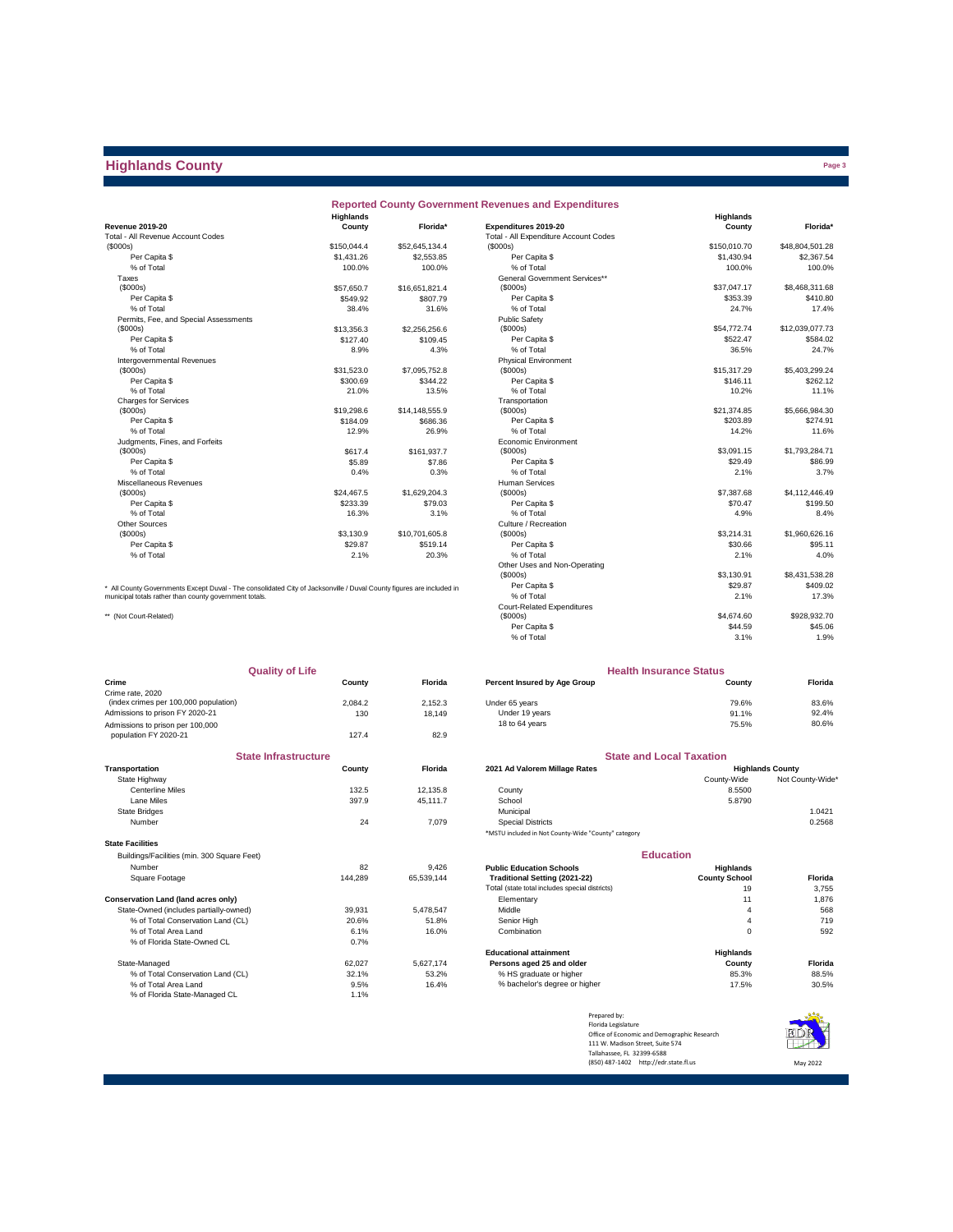# Highlands County

## Reported County Government Revenues and Expenditures

| Revenue 2019-20 | Highlands County | Florida* |
|---|---|---|
| Total - All Revenue Account Codes | | |
| ($000s) | $150,044.4 | $52,645,134.4 |
| Per Capita $ | $1,431.26 | $2,553.85 |
| % of Total | 100.0% | 100.0% |
| Taxes | | |
| ($000s) | $57,650.7 | $16,651,821.4 |
| Per Capita $ | $549.92 | $807.79 |
| % of Total | 38.4% | 31.6% |
| Permits, Fee, and Special Assessments | | |
| ($000s) | $13,356.3 | $2,256,256.6 |
| Per Capita $ | $127.40 | $109.45 |
| % of Total | 8.9% | 4.3% |
| Intergovernmental Revenues | | |
| ($000s) | $31,523.0 | $7,095,752.8 |
| Per Capita $ | $300.69 | $344.22 |
| % of Total | 21.0% | 13.5% |
| Charges for Services | | |
| ($000s) | $19,298.6 | $14,148,555.9 |
| Per Capita $ | $184.09 | $686.36 |
| % of Total | 12.9% | 26.9% |
| Judgments, Fines, and Forfeits | | |
| ($000s) | $617.4 | $161,937.7 |
| Per Capita $ | $5.89 | $7.86 |
| % of Total | 0.4% | 0.3% |
| Miscellaneous Revenues | | |
| ($000s) | $24,467.5 | $1,629,204.3 |
| Per Capita $ | $233.39 | $79.03 |
| % of Total | 16.3% | 3.1% |
| Other Sources | | |
| ($000s) | $3,130.9 | $10,701,605.8 |
| Per Capita $ | $29.87 | $519.14 |
| % of Total | 2.1% | 20.3% |

\* All County Governments Except Duval - The consolidated City of Jacksonville / Duval County figures are included in municipal totals rather than county government totals.

\*\* (Not Court-Related)

| Expenditures 2019-20 | Highlands County | Florida* |
|---|---|---|
| Total - All Expenditure Account Codes | | |
| ($000s) | $150,010.70 | $48,804,501.28 |
| Per Capita $ | $1,430.94 | $2,367.54 |
| % of Total | 100.0% | 100.0% |
| General Government Services** | | |
| ($000s) | $37,047.17 | $8,468,311.68 |
| Per Capita $ | $353.39 | $410.80 |
| % of Total | 24.7% | 17.4% |
| Public Safety | | |
| ($000s) | $54,772.74 | $12,039,077.73 |
| Per Capita $ | $522.47 | $584.02 |
| % of Total | 36.5% | 24.7% |
| Physical Environment | | |
| ($000s) | $15,317.29 | $5,403,299.24 |
| Per Capita $ | $146.11 | $262.12 |
| % of Total | 10.2% | 11.1% |
| Transportation | | |
| ($000s) | $21,374.85 | $5,666,984.30 |
| Per Capita $ | $203.89 | $274.91 |
| % of Total | 14.2% | 11.6% |
| Economic Environment | | |
| ($000s) | $3,091.15 | $1,793,284.71 |
| Per Capita $ | $29.49 | $86.99 |
| % of Total | 2.1% | 3.7% |
| Human Services | | |
| ($000s) | $7,387.68 | $4,112,446.49 |
| Per Capita $ | $70.47 | $199.50 |
| % of Total | 4.9% | 8.4% |
| Culture / Recreation | | |
| ($000s) | $3,214.31 | $1,960,626.16 |
| Per Capita $ | $30.66 | $95.11 |
| % of Total | 2.1% | 4.0% |
| Other Uses and Non-Operating | | |
| ($000s) | $3,130.91 | $8,431,538.28 |
| Per Capita $ | $29.87 | $409.02 |
| % of Total | 2.1% | 17.3% |
| Court-Related Expenditures | | |
| ($000s) | $4,674.60 | $928,932.70 |
| Per Capita $ | $44.59 | $45.06 |
| % of Total | 3.1% | 1.9% |

## Quality of Life

| Crime | County | Florida |
|---|---|---|
| Crime rate, 2020 (index crimes per 100,000 population) | 2,084.2 | 2,152.3 |
| Admissions to prison FY 2020-21 | 130 | 18,149 |
| Admissions to prison per 100,000 population FY 2020-21 | 127.4 | 82.9 |

## Health Insurance Status

| Percent Insured by Age Group | County | Florida |
|---|---|---|
| Under 65 years | 79.6% | 83.6% |
| Under 19 years | 91.1% | 92.4% |
| 18 to 64 years | 75.5% | 80.6% |

## State Infrastructure

| Transportation | County | Florida |
|---|---|---|
| State Highway | | |
| Centerline Miles | 132.5 | 12,135.8 |
| Lane Miles | 397.9 | 45,111.7 |
| State Bridges | | |
| Number | 24 | 7,079 |
| **State Facilities** | | |
| Buildings/Facilities (min. 300 Square Feet) | | |
| Number | 82 | 9,426 |
| Square Footage | 144,289 | 65,539,144 |
| **Conservation Land (land acres only)** | | |
| State-Owned (includes partially-owned) | 39,931 | 5,478,547 |
| % of Total Conservation Land (CL) | 20.6% | 51.8% |
| % of Total Area Land | 6.1% | 16.0% |
| % of Florida State-Owned CL | 0.7% | |
| State-Managed | 62,027 | 5,627,174 |
| % of Total Conservation Land (CL) | 32.1% | 53.2% |
| % of Total Area Land | 9.5% | 16.4% |
| % of Florida State-Managed CL | 1.1% | |

## State and Local Taxation

| 2021 Ad Valorem Millage Rates | Highlands County County-Wide | Highlands County Not County-Wide* |
|---|---|---|
| County | 8.5500 | |
| School | 5.8790 | |
| Municipal | | 1.0421 |
| Special Districts | | 0.2568 |

\*MSTU included in Not County-Wide "County" category

## Education

| Public Education Schools Traditional Setting (2021-22) | Highlands County School | Florida |
|---|---|---|
| Total (state total includes special districts) | 19 | 3,755 |
| Elementary | 11 | 1,876 |
| Middle | 4 | 568 |
| Senior High | 4 | 719 |
| Combination | 0 | 592 |

| Educational attainment Persons aged 25 and older | Highlands County | Florida |
|---|---|---|
| % HS graduate or higher | 85.3% | 88.5% |
| % bachelor's degree or higher | 17.5% | 30.5% |

Prepared by:
Florida Legislature
Office of Economic and Demographic Research
111 W. Madison Street, Suite 574
Tallahassee, FL 32399-6588
(850) 487-1402 http://edr.state.fl.us

May 2022